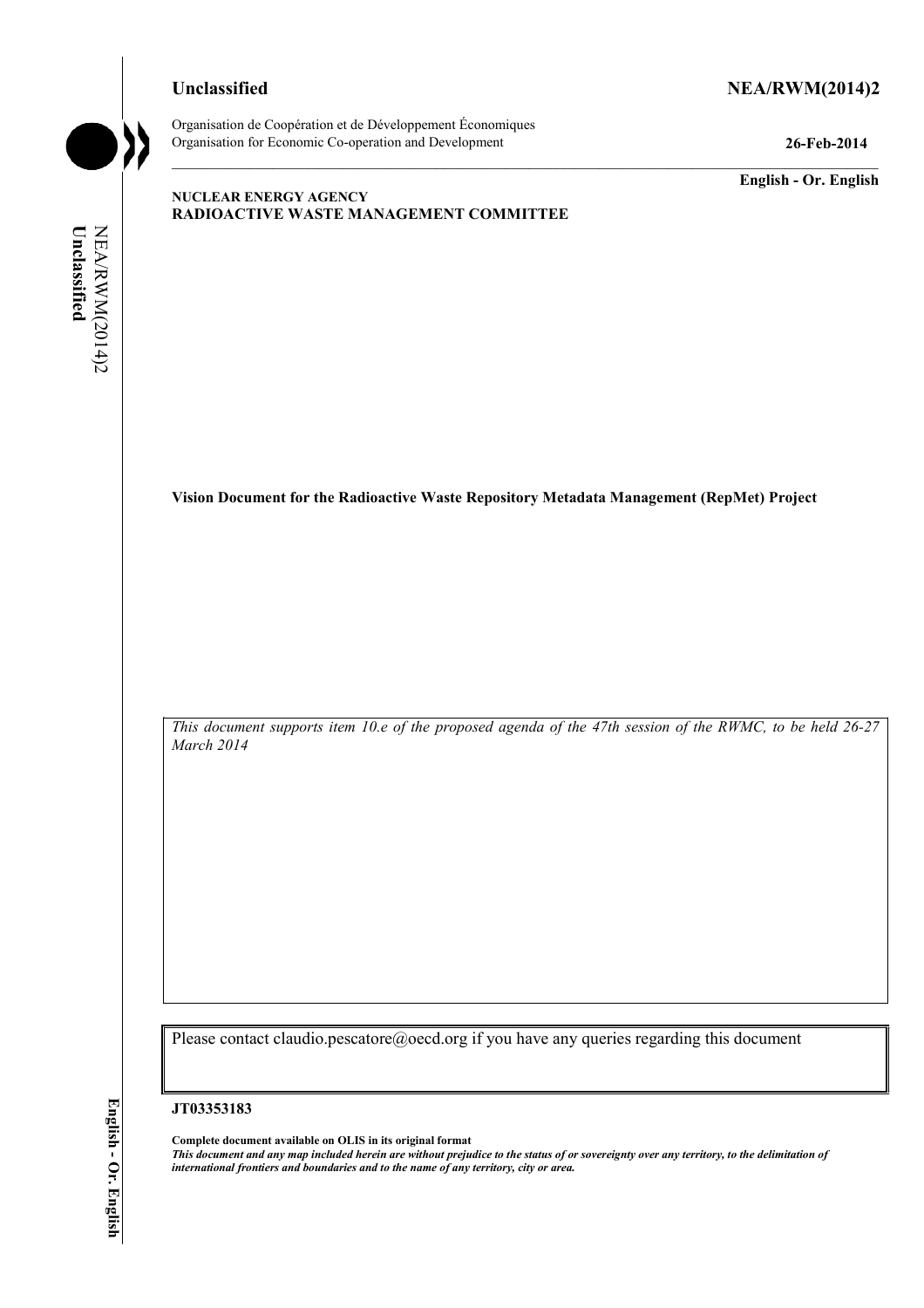**Unclassified** **NEA/RWM(2014)2**

Organisation de Coopération et de Développement Économiques
Organisation for Economic Co-operation and Development **26-Feb-2014**

**English - Or. English**

**NUCLEAR ENERGY AGENCY**
**RADIOACTIVE WASTE MANAGEMENT COMMITTEE**

**Vision Document for the Radioactive Waste Repository Metadata Management (RepMet) Project**

*This document supports item 10.e of the proposed agenda of the 47th session of the RWMC, to be held 26-27 March 2014*

Please contact claudio.pescatore@oecd.org if you have any queries regarding this document

**JT03353183**

**Complete document available on OLIS in its original format**
***This document and any map included herein are without prejudice to the status of or sovereignty over any territory, to the delimitation of international frontiers and boundaries and to the name of any territory, city or area.***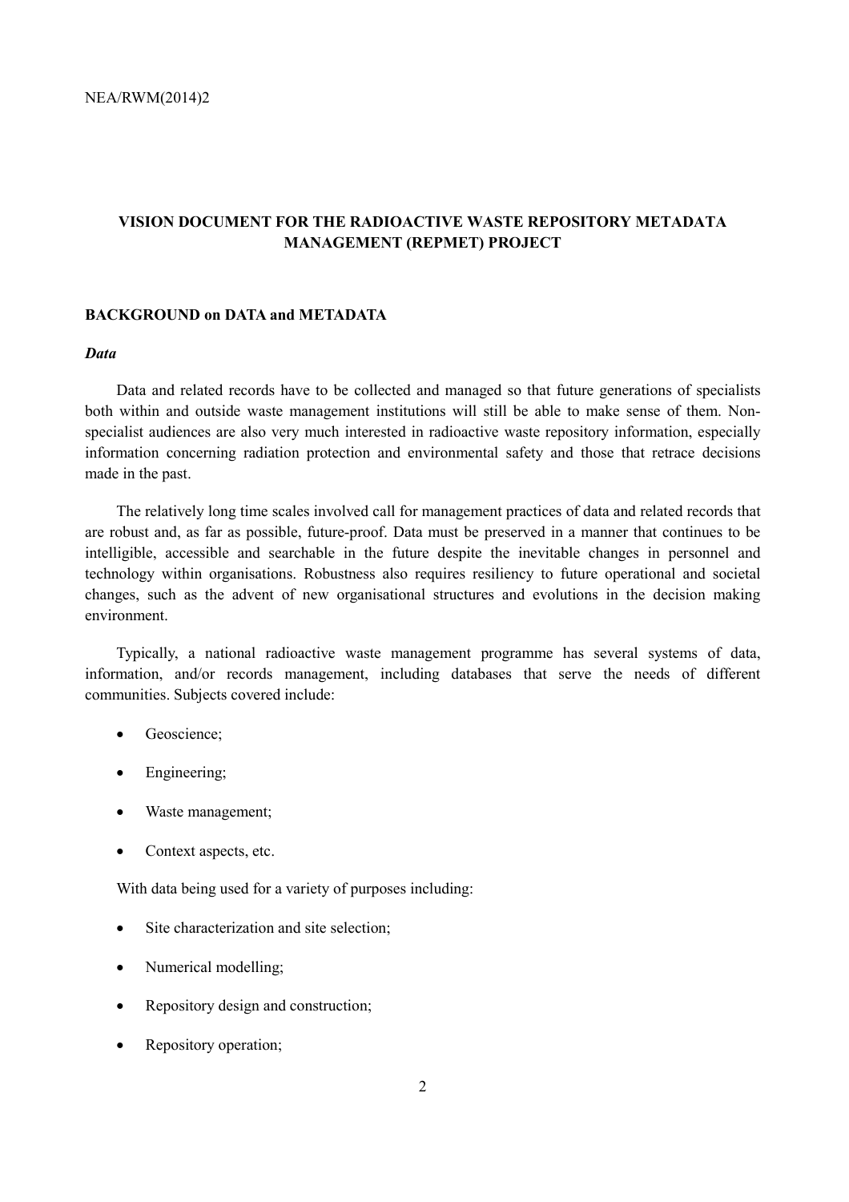**VISION DOCUMENT FOR THE RADIOACTIVE WASTE REPOSITORY METADATA MANAGEMENT (REPMET) PROJECT**

## BACKGROUND on DATA and METADATA

### *Data*

Data and related records have to be collected and managed so that future generations of specialists both within and outside waste management institutions will still be able to make sense of them. Non-specialist audiences are also very much interested in radioactive waste repository information, especially information concerning radiation protection and environmental safety and those that retrace decisions made in the past.

The relatively long time scales involved call for management practices of data and related records that are robust and, as far as possible, future-proof. Data must be preserved in a manner that continues to be intelligible, accessible and searchable in the future despite the inevitable changes in personnel and technology within organisations. Robustness also requires resiliency to future operational and societal changes, such as the advent of new organisational structures and evolutions in the decision making environment.

Typically, a national radioactive waste management programme has several systems of data, information, and/or records management, including databases that serve the needs of different communities. Subjects covered include:

- Geoscience;
- Engineering;
- Waste management;
- Context aspects, etc.

With data being used for a variety of purposes including:

- Site characterization and site selection;
- Numerical modelling;
- Repository design and construction;
- Repository operation;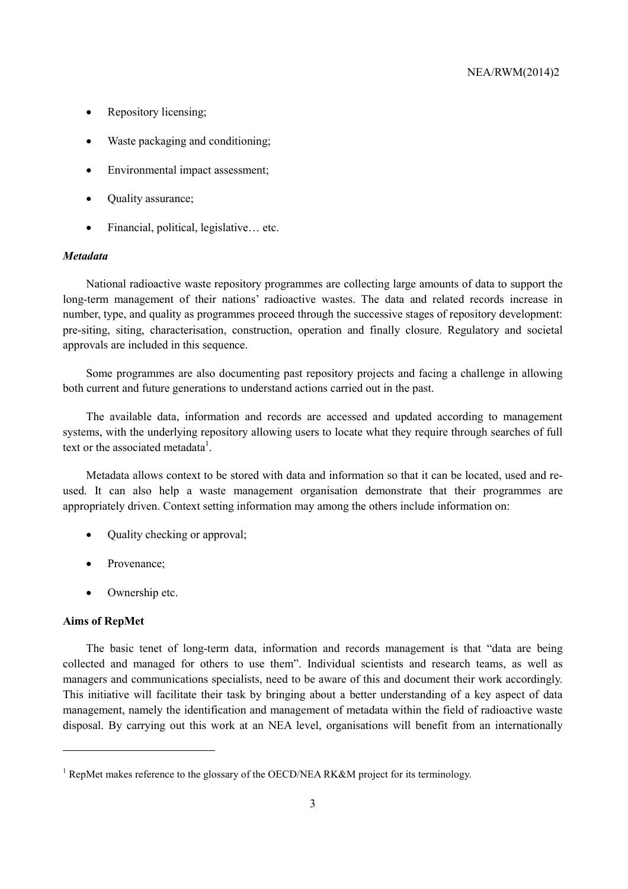- Repository licensing;
- Waste packaging and conditioning;
- Environmental impact assessment;
- Quality assurance;
- Financial, political, legislative… etc.

### *Metadata*

National radioactive waste repository programmes are collecting large amounts of data to support the long-term management of their nations' radioactive wastes. The data and related records increase in number, type, and quality as programmes proceed through the successive stages of repository development: pre-siting, siting, characterisation, construction, operation and finally closure. Regulatory and societal approvals are included in this sequence.

Some programmes are also documenting past repository projects and facing a challenge in allowing both current and future generations to understand actions carried out in the past.

The available data, information and records are accessed and updated according to management systems, with the underlying repository allowing users to locate what they require through searches of full text or the associated metadata[1].

Metadata allows context to be stored with data and information so that it can be located, used and re-used. It can also help a waste management organisation demonstrate that their programmes are appropriately driven. Context setting information may among the others include information on:

- Quality checking or approval;
- Provenance;
- Ownership etc.

### **Aims of RepMet**

The basic tenet of long-term data, information and records management is that "data are being collected and managed for others to use them". Individual scientists and research teams, as well as managers and communications specialists, need to be aware of this and document their work accordingly. This initiative will facilitate their task by bringing about a better understanding of a key aspect of data management, namely the identification and management of metadata within the field of radioactive waste disposal. By carrying out this work at an NEA level, organisations will benefit from an internationally

---

[1] RepMet makes reference to the glossary of the OECD/NEA RK&M project for its terminology.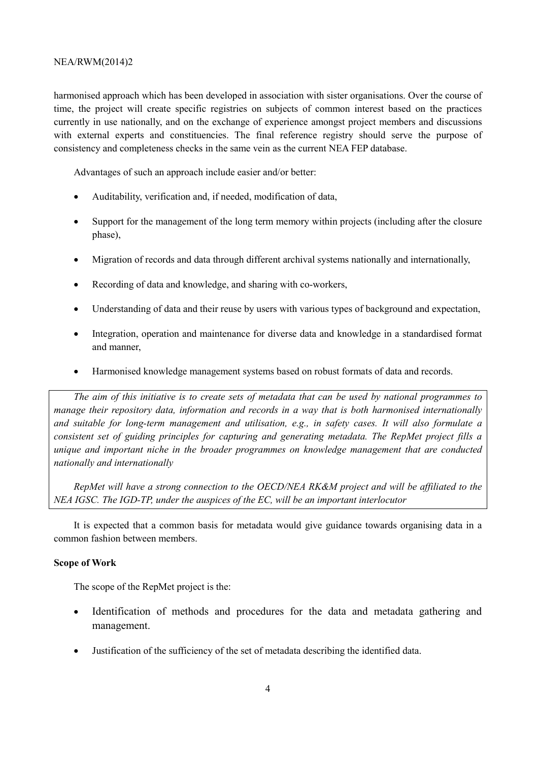harmonised approach which has been developed in association with sister organisations. Over the course of time, the project will create specific registries on subjects of common interest based on the practices currently in use nationally, and on the exchange of experience amongst project members and discussions with external experts and constituencies. The final reference registry should serve the purpose of consistency and completeness checks in the same vein as the current NEA FEP database.

Advantages of such an approach include easier and/or better:

- Auditability, verification and, if needed, modification of data,
- Support for the management of the long term memory within projects (including after the closure phase),
- Migration of records and data through different archival systems nationally and internationally,
- Recording of data and knowledge, and sharing with co-workers,
- Understanding of data and their reuse by users with various types of background and expectation,
- Integration, operation and maintenance for diverse data and knowledge in a standardised format and manner,
- Harmonised knowledge management systems based on robust formats of data and records.

*The aim of this initiative is to create sets of metadata that can be used by national programmes to manage their repository data, information and records in a way that is both harmonised internationally and suitable for long-term management and utilisation, e.g., in safety cases. It will also formulate a consistent set of guiding principles for capturing and generating metadata. The RepMet project fills a unique and important niche in the broader programmes on knowledge management that are conducted nationally and internationally*

*RepMet will have a strong connection to the OECD/NEA RK&M project and will be affiliated to the NEA IGSC. The IGD-TP, under the auspices of the EC, will be an important interlocutor*

It is expected that a common basis for metadata would give guidance towards organising data in a common fashion between members.

**Scope of Work**

The scope of the RepMet project is the:

- Identification of methods and procedures for the data and metadata gathering and management.
- Justification of the sufficiency of the set of metadata describing the identified data.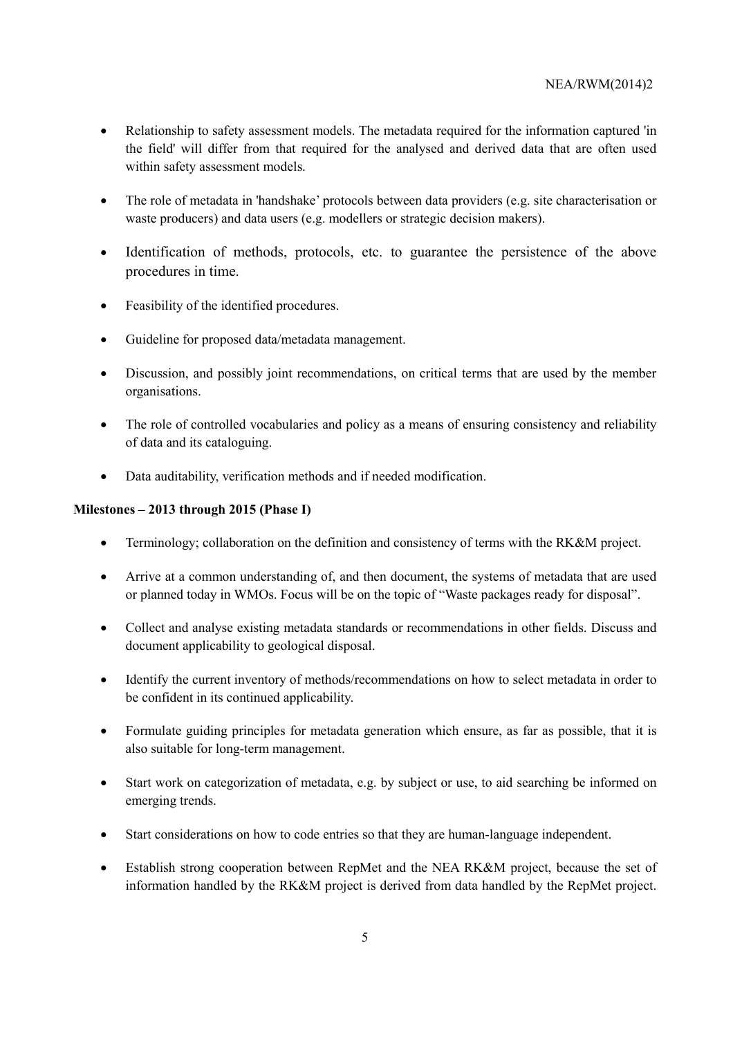- Relationship to safety assessment models. The metadata required for the information captured 'in the field' will differ from that required for the analysed and derived data that are often used within safety assessment models.
- The role of metadata in 'handshake' protocols between data providers (e.g. site characterisation or waste producers) and data users (e.g. modellers or strategic decision makers).
- Identification of methods, protocols, etc. to guarantee the persistence of the above procedures in time.
- Feasibility of the identified procedures.
- Guideline for proposed data/metadata management.
- Discussion, and possibly joint recommendations, on critical terms that are used by the member organisations.
- The role of controlled vocabularies and policy as a means of ensuring consistency and reliability of data and its cataloguing.
- Data auditability, verification methods and if needed modification.

**Milestones – 2013 through 2015 (Phase I)**

- Terminology; collaboration on the definition and consistency of terms with the RK&M project.
- Arrive at a common understanding of, and then document, the systems of metadata that are used or planned today in WMOs. Focus will be on the topic of "Waste packages ready for disposal".
- Collect and analyse existing metadata standards or recommendations in other fields. Discuss and document applicability to geological disposal.
- Identify the current inventory of methods/recommendations on how to select metadata in order to be confident in its continued applicability.
- Formulate guiding principles for metadata generation which ensure, as far as possible, that it is also suitable for long-term management.
- Start work on categorization of metadata, e.g. by subject or use, to aid searching be informed on emerging trends.
- Start considerations on how to code entries so that they are human-language independent.
- Establish strong cooperation between RepMet and the NEA RK&M project, because the set of information handled by the RK&M project is derived from data handled by the RepMet project.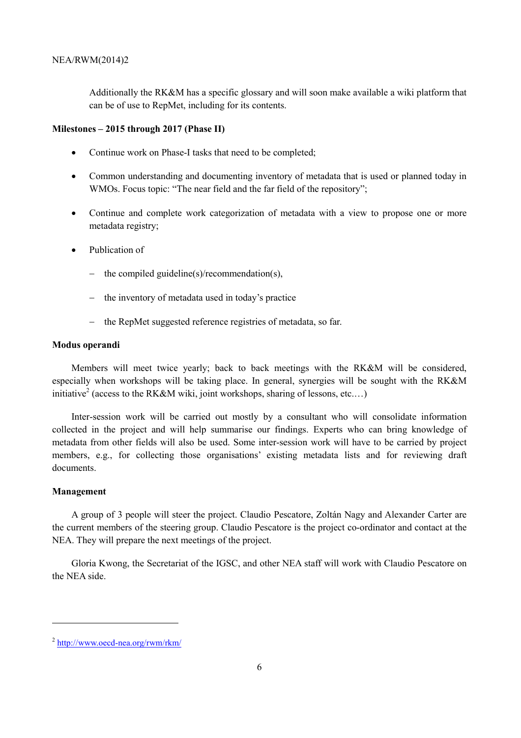Additionally the RK&M has a specific glossary and will soon make available a wiki platform that can be of use to RepMet, including for its contents.

**Milestones – 2015 through 2017 (Phase II)**

- Continue work on Phase-I tasks that need to be completed;
- Common understanding and documenting inventory of metadata that is used or planned today in WMOs. Focus topic: "The near field and the far field of the repository";
- Continue and complete work categorization of metadata with a view to propose one or more metadata registry;
- Publication of
  - the compiled guideline(s)/recommendation(s),
  - the inventory of metadata used in today's practice
  - the RepMet suggested reference registries of metadata, so far.

**Modus operandi**

Members will meet twice yearly; back to back meetings with the RK&M will be considered, especially when workshops will be taking place. In general, synergies will be sought with the RK&M initiative[2] (access to the RK&M wiki, joint workshops, sharing of lessons, etc.…)

Inter-session work will be carried out mostly by a consultant who will consolidate information collected in the project and will help summarise our findings. Experts who can bring knowledge of metadata from other fields will also be used. Some inter-session work will have to be carried by project members, e.g., for collecting those organisations' existing metadata lists and for reviewing draft documents.

**Management**

A group of 3 people will steer the project. Claudio Pescatore, Zoltán Nagy and Alexander Carter are the current members of the steering group. Claudio Pescatore is the project co-ordinator and contact at the NEA. They will prepare the next meetings of the project.

Gloria Kwong, the Secretariat of the IGSC, and other NEA staff will work with Claudio Pescatore on the NEA side.

---

[2] http://www.oecd-nea.org/rwm/rkm/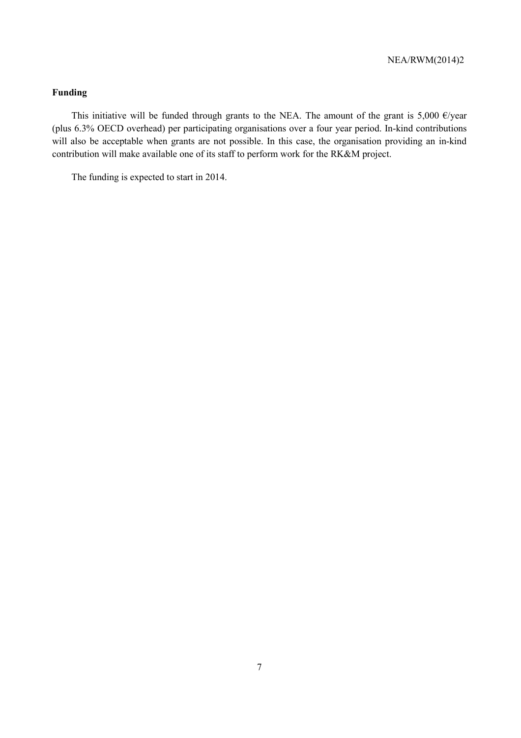**Funding**

This initiative will be funded through grants to the NEA. The amount of the grant is 5,000 €/year (plus 6.3% OECD overhead) per participating organisations over a four year period. In-kind contributions will also be acceptable when grants are not possible. In this case, the organisation providing an in-kind contribution will make available one of its staff to perform work for the RK&M project.

The funding is expected to start in 2014.